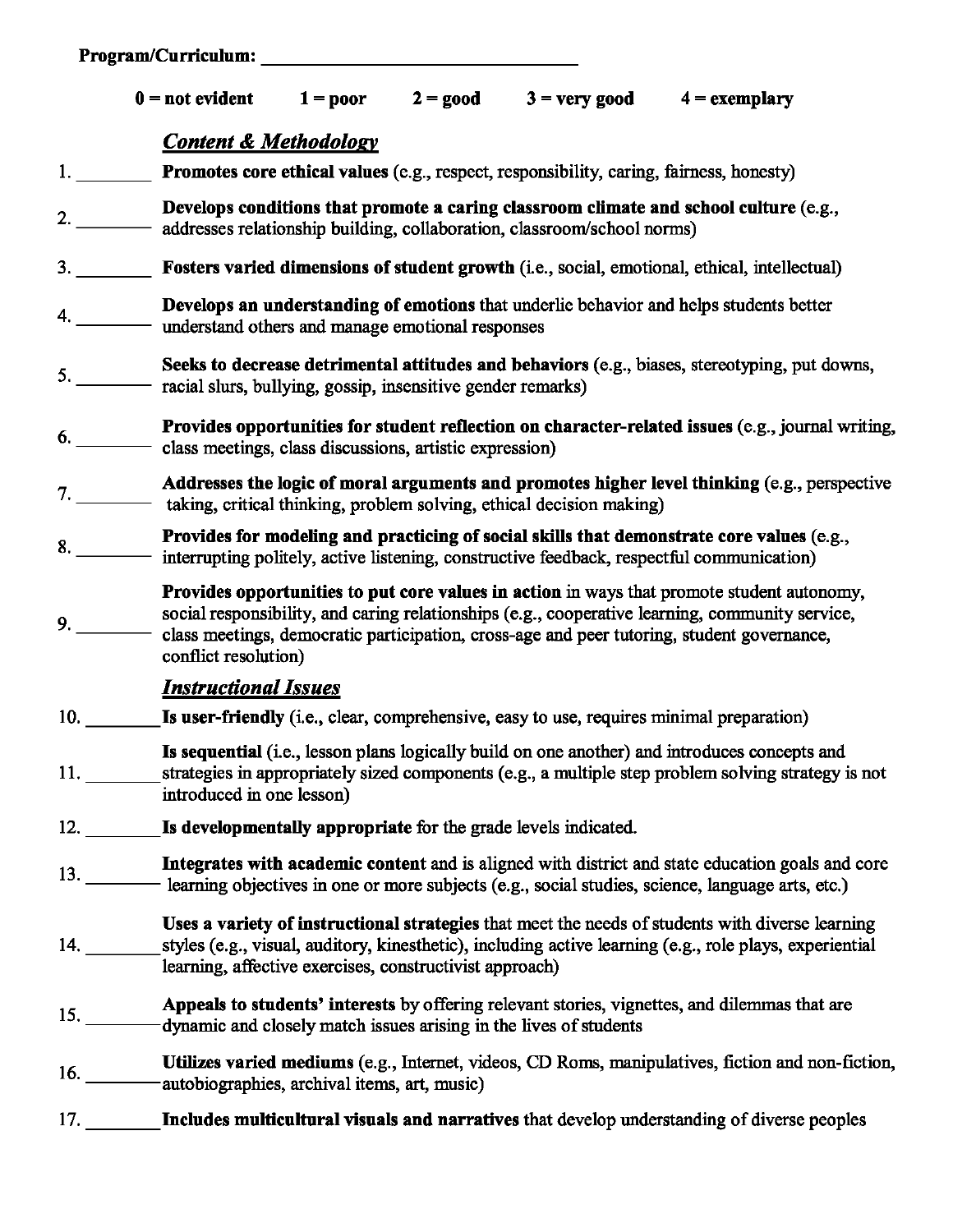**Program/Curriculum:** ________________________________

**0 = not evident** **1 = poor** **2 = good** **3 = very good** **4 = exemplary**

## *Content & Methodology*

1. ________ **Promotes core ethical values** (e.g., respect, responsibility, caring, fairness, honesty)

2. ________ **Develops conditions that promote a caring classroom climate and school culture** (e.g., addresses relationship building, collaboration, classroom/school norms)

3. ________ **Fosters varied dimensions of student growth** (i.e., social, emotional, ethical, intellectual)

4. ________ **Develops an understanding of emotions** that underlie behavior and helps students better understand others and manage emotional responses

5. ________ **Seeks to decrease detrimental attitudes and behaviors** (e.g., biases, stereotyping, put downs, racial slurs, bullying, gossip, insensitive gender remarks)

6. ________ **Provides opportunities for student reflection on character-related issues** (e.g., journal writing, class meetings, class discussions, artistic expression)

7. ________ **Addresses the logic of moral arguments and promotes higher level thinking** (e.g., perspective taking, critical thinking, problem solving, ethical decision making)

8. ________ **Provides for modeling and practicing of social skills that demonstrate core values** (e.g., interrupting politely, active listening, constructive feedback, respectful communication)

9. ________ **Provides opportunities to put core values in action** in ways that promote student autonomy, social responsibility, and caring relationships (e.g., cooperative learning, community service, class meetings, democratic participation, cross-age and peer tutoring, student governance, conflict resolution)

## *Instructional Issues*

10. ________ **Is user-friendly** (i.e., clear, comprehensive, easy to use, requires minimal preparation)

11. ________ **Is sequential** (i.e., lesson plans logically build on one another) and introduces concepts and strategies in appropriately sized components (e.g., a multiple step problem solving strategy is not introduced in one lesson)

12. ________ **Is developmentally appropriate** for the grade levels indicated.

13. ________ **Integrates with academic content** and is aligned with district and state education goals and core learning objectives in one or more subjects (e.g., social studies, science, language arts, etc.)

14. ________ **Uses a variety of instructional strategies** that meet the needs of students with diverse learning styles (e.g., visual, auditory, kinesthetic), including active learning (e.g., role plays, experiential learning, affective exercises, constructivist approach)

15. ________ **Appeals to students' interests** by offering relevant stories, vignettes, and dilemmas that are dynamic and closely match issues arising in the lives of students

16. ________ **Utilizes varied mediums** (e.g., Internet, videos, CD Roms, manipulatives, fiction and non-fiction, autobiographies, archival items, art, music)

17. ________ **Includes multicultural visuals and narratives** that develop understanding of diverse peoples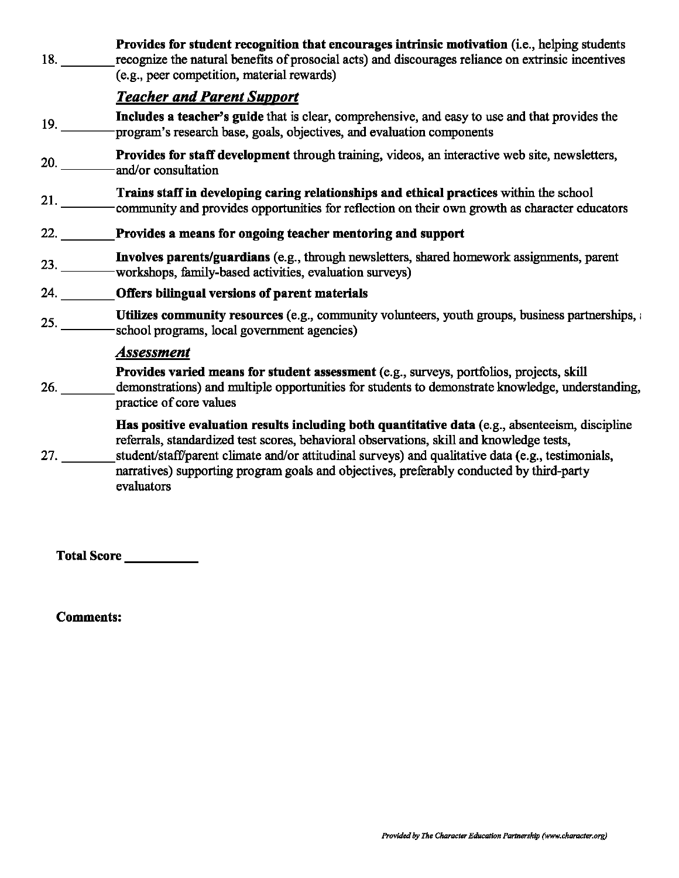18. ________ **Provides for student recognition that encourages intrinsic motivation** (i.e., helping students recognize the natural benefits of prosocial acts) and discourages reliance on extrinsic incentives (e.g., peer competition, material rewards)

### *Teacher and Parent Support*

19. ________ **Includes a teacher's guide** that is clear, comprehensive, and easy to use and that provides the program's research base, goals, objectives, and evaluation components

20. ________ **Provides for staff development** through training, videos, an interactive web site, newsletters, and/or consultation

21. ________ **Trains staff in developing caring relationships and ethical practices** within the school community and provides opportunities for reflection on their own growth as character educators

22. ________ **Provides a means for ongoing teacher mentoring and support**

23. ________ **Involves parents/guardians** (e.g., through newsletters, shared homework assignments, parent workshops, family-based activities, evaluation surveys)

24. ________ **Offers bilingual versions of parent materials**

25. ________ **Utilizes community resources** (e.g., community volunteers, youth groups, business partnerships, a school programs, local government agencies)

### *Assessment*

26. ________ **Provides varied means for student assessment** (e.g., surveys, portfolios, projects, skill demonstrations) and multiple opportunities for students to demonstrate knowledge, understanding, practice of core values

27. ________ **Has positive evaluation results including both quantitative data** (e.g., absenteeism, discipline referrals, standardized test scores, behavioral observations, skill and knowledge tests, student/staff/parent climate and/or attitudinal surveys) and qualitative data (e.g., testimonials, narratives) supporting program goals and objectives, preferably conducted by third-party evaluators

**Total Score** ___________

**Comments:**

*Provided by The Character Education Partnership (www.character.org)*